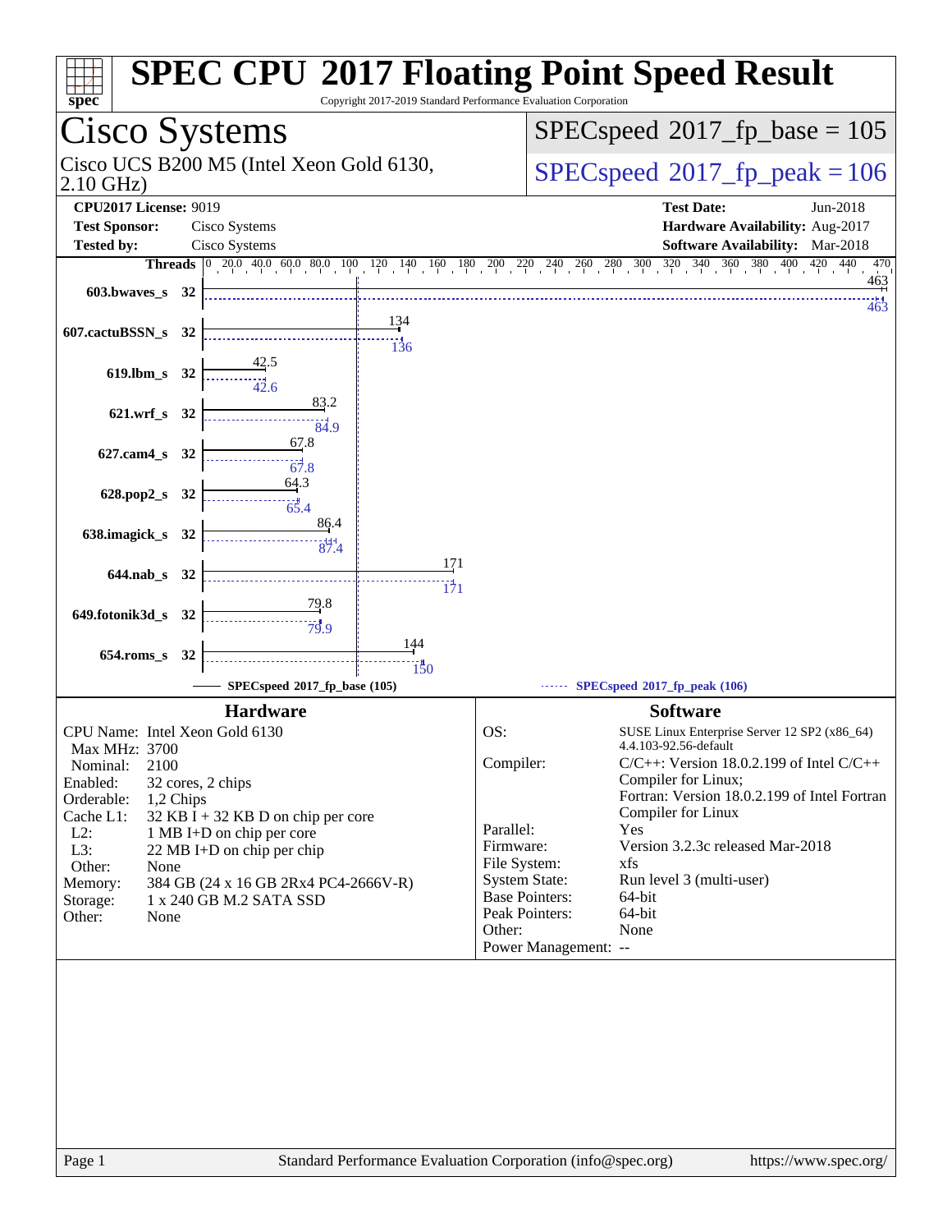# SPEC CPU 2017 Floating Point Speed Result

Copyright 2017-2019 Standard Performance Evaluation Corporation

## Cisco Systems

Cisco UCS B200 M5 (Intel Xeon Gold 6130, 2.10 GHz)

SPECspeed 2017_fp_base = 105

SPECspeed 2017_fp_peak = 106

**CPU2017 License:** 9019
**Test Sponsor:** Cisco Systems
**Tested by:** Cisco Systems

**Test Date:** Jun-2018
**Hardware Availability:** Aug-2017
**Software Availability:** Mar-2018

| Benchmark | Threads | Base | Peak |
|---|---|---|---|
| 603.bwaves_s | 32 | 463 | 463 |
| 607.cactuBSSN_s | 32 | 134 | 136 |
| 619.lbm_s | 32 | 42.5 | 42.6 |
| 621.wrf_s | 32 | 83.2 | 84.9 |
| 627.cam4_s | 32 | 67.8 | 67.8 |
| 628.pop2_s | 32 | 64.3 | 65.4 |
| 638.imagick_s | 32 | 86.4 | 87.4 |
| 644.nab_s | 32 | 171 | 171 |
| 649.fotonik3d_s | 32 | 79.8 | 79.9 |
| 654.roms_s | 32 | 144 | 150 |

SPECspeed 2017_fp_base (105) — SPECspeed 2017_fp_peak (106)

### Hardware

| | |
|---|---|
| CPU Name: | Intel Xeon Gold 6130 |
| Max MHz: | 3700 |
| Nominal: | 2100 |
| Enabled: | 32 cores, 2 chips |
| Orderable: | 1,2 Chips |
| Cache L1: | 32 KB I + 32 KB D on chip per core |
| L2: | 1 MB I+D on chip per core |
| L3: | 22 MB I+D on chip per chip |
| Other: | None |
| Memory: | 384 GB (24 x 16 GB 2Rx4 PC4-2666V-R) |
| Storage: | 1 x 240 GB M.2 SATA SSD |
| Other: | None |

### Software

| | |
|---|---|
| OS: | SUSE Linux Enterprise Server 12 SP2 (x86_64) 4.4.103-92.56-default |
| Compiler: | C/C++: Version 18.0.2.199 of Intel C/C++ Compiler for Linux; Fortran: Version 18.0.2.199 of Intel Fortran Compiler for Linux |
| Parallel: | Yes |
| Firmware: | Version 3.2.3c released Mar-2018 |
| File System: | xfs |
| System State: | Run level 3 (multi-user) |
| Base Pointers: | 64-bit |
| Peak Pointers: | 64-bit |
| Other: | None |
| Power Management: | -- |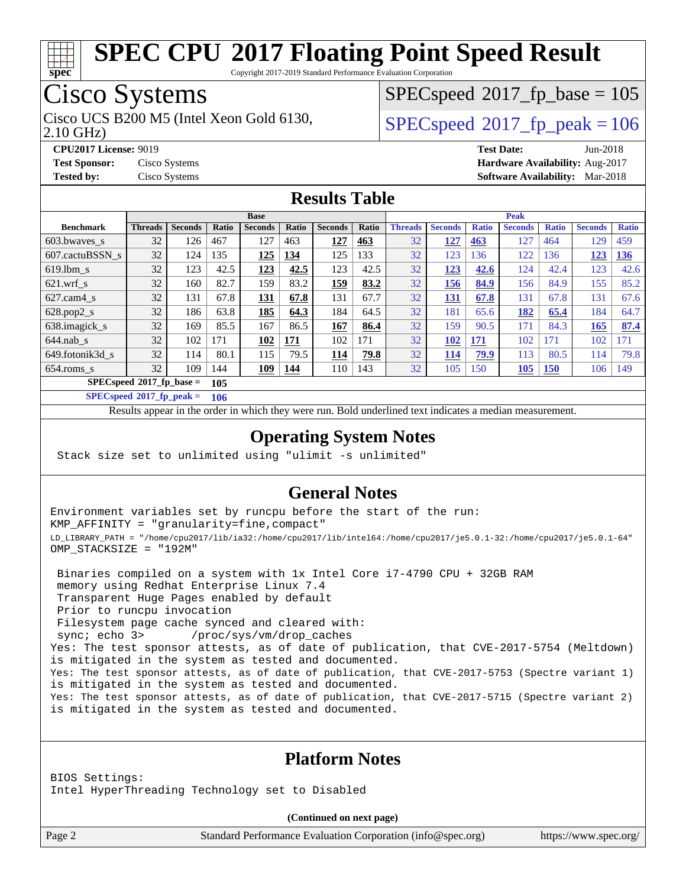# SPEC CPU 2017 Floating Point Speed Result

Copyright 2017-2019 Standard Performance Evaluation Corporation

# Cisco Systems

Cisco UCS B200 M5 (Intel Xeon Gold 6130, 2.10 GHz)

SPECspeed 2017_fp_base = 105

SPECspeed 2017_fp_peak = 106

**CPU2017 License:** 9019
**Test Sponsor:** Cisco Systems
**Tested by:** Cisco Systems
**Test Date:** Jun-2018
**Hardware Availability:** Aug-2017
**Software Availability:** Mar-2018

## Results Table

| Benchmark | Base | | | | | | | Peak | | | | | | |
|---|---|---|---|---|---|---|---|---|---|---|---|---|---|---|
| | Threads | Seconds | Ratio | Seconds | Ratio | Seconds | Ratio | Threads | Seconds | Ratio | Seconds | Ratio | Seconds | Ratio |
| 603.bwaves_s | 32 | 126 | 467 | 127 | 463 | **127** | **463** | 32 | **127** | **463** | 127 | 464 | 129 | 459 |
| 607.cactuBSSN_s | 32 | 124 | 135 | **125** | **134** | 125 | 133 | 32 | 123 | 136 | 122 | 136 | **123** | **136** |
| 619.lbm_s | 32 | 123 | 42.5 | **123** | **42.5** | 123 | 42.5 | 32 | **123** | **42.6** | 124 | 42.4 | 123 | 42.6 |
| 621.wrf_s | 32 | 160 | 82.7 | 159 | 83.2 | **159** | **83.2** | 32 | **156** | **84.9** | 156 | 84.9 | 155 | 85.2 |
| 627.cam4_s | 32 | 131 | 67.8 | **131** | **67.8** | 131 | 67.7 | 32 | **131** | **67.8** | 131 | 67.8 | 131 | 67.6 |
| 628.pop2_s | 32 | 186 | 63.8 | **185** | **64.3** | 184 | 64.5 | 32 | 181 | 65.6 | **182** | **65.4** | 184 | 64.7 |
| 638.imagick_s | 32 | 169 | 85.5 | 167 | 86.5 | **167** | **86.4** | 32 | 159 | 90.5 | 171 | 84.3 | **165** | **87.4** |
| 644.nab_s | 32 | 102 | 171 | **102** | **171** | 102 | 171 | 32 | **102** | **171** | 102 | 171 | 102 | 171 |
| 649.fotonik3d_s | 32 | 114 | 80.1 | 115 | 79.5 | **114** | **79.8** | 32 | **114** | **79.9** | 113 | 80.5 | 114 | 79.8 |
| 654.roms_s | 32 | 109 | 144 | **109** | **144** | 110 | 143 | 32 | 105 | 150 | **105** | **150** | 106 | 149 |

**SPECspeed 2017_fp_base = 105**

**SPECspeed 2017_fp_peak = 106**

Results appear in the order in which they were run. Bold underlined text indicates a median measurement.

## Operating System Notes

```
Stack size set to unlimited using "ulimit -s unlimited"
```

## General Notes

```
Environment variables set by runcpu before the start of the run:
KMP_AFFINITY = "granularity=fine,compact"
LD_LIBRARY_PATH = "/home/cpu2017/lib/ia32:/home/cpu2017/lib/intel64:/home/cpu2017/je5.0.1-32:/home/cpu2017/je5.0.1-64"
OMP_STACKSIZE = "192M"

 Binaries compiled on a system with 1x Intel Core i7-4790 CPU + 32GB RAM
 memory using Redhat Enterprise Linux 7.4
 Transparent Huge Pages enabled by default
 Prior to runcpu invocation
 Filesystem page cache synced and cleared with:
 sync; echo 3>       /proc/sys/vm/drop_caches
Yes: The test sponsor attests, as of date of publication, that CVE-2017-5754 (Meltdown)
is mitigated in the system as tested and documented.
Yes: The test sponsor attests, as of date of publication, that CVE-2017-5753 (Spectre variant 1)
is mitigated in the system as tested and documented.
Yes: The test sponsor attests, as of date of publication, that CVE-2017-5715 (Spectre variant 2)
is mitigated in the system as tested and documented.
```

## Platform Notes

```
BIOS Settings:
Intel HyperThreading Technology set to Disabled
```

(Continued on next page)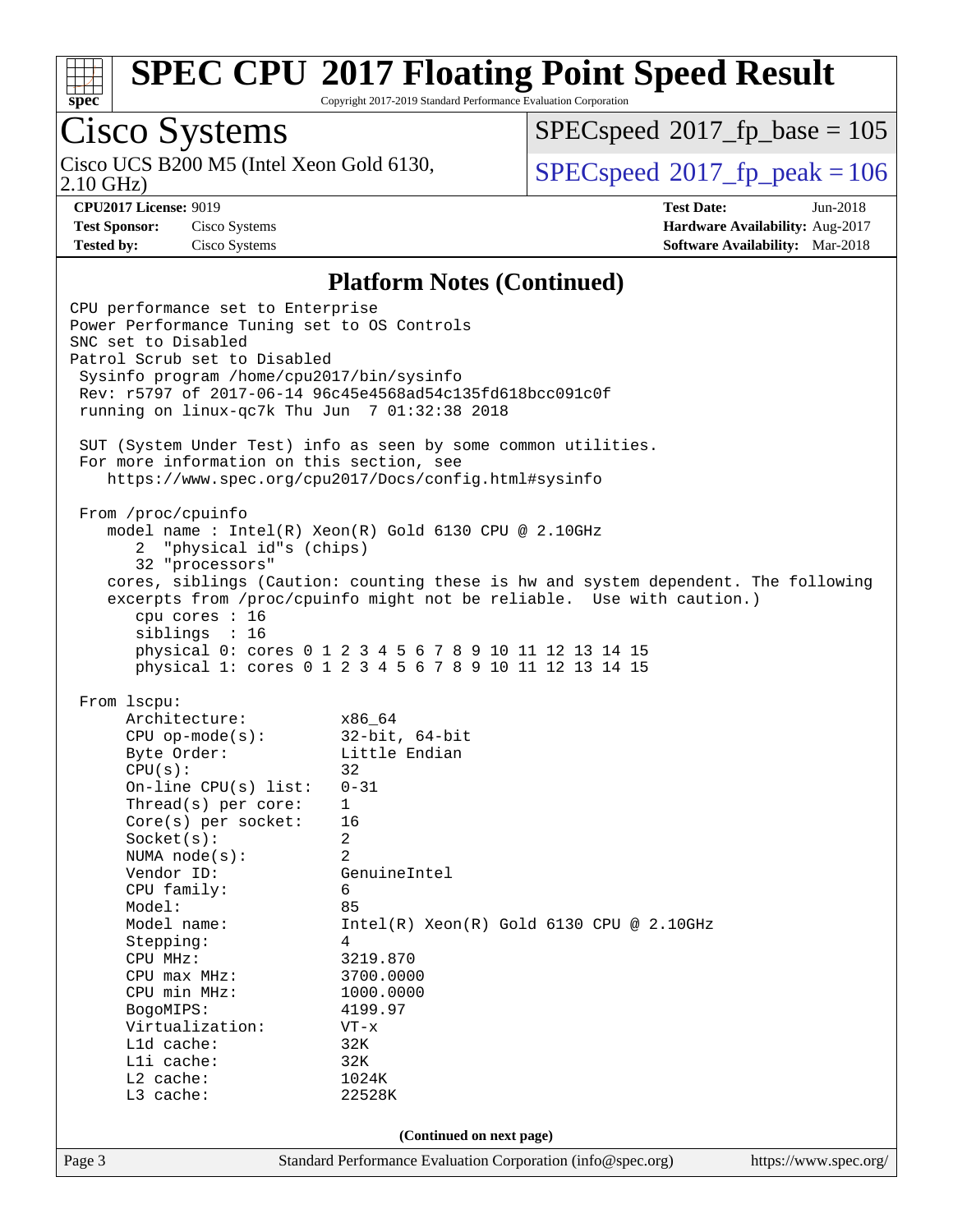# SPEC CPU 2017 Floating Point Speed Result

Copyright 2017-2019 Standard Performance Evaluation Corporation

## Cisco Systems

Cisco UCS B200 M5 (Intel Xeon Gold 6130, 2.10 GHz)

SPECspeed 2017_fp_base = 105

SPECspeed 2017_fp_peak = 106

**CPU2017 License:** 9019
**Test Sponsor:** Cisco Systems
**Tested by:** Cisco Systems

**Test Date:** Jun-2018
**Hardware Availability:** Aug-2017
**Software Availability:** Mar-2018

### Platform Notes (Continued)

```
CPU performance set to Enterprise
Power Performance Tuning set to OS Controls
SNC set to Disabled
Patrol Scrub set to Disabled
 Sysinfo program /home/cpu2017/bin/sysinfo
 Rev: r5797 of 2017-06-14 96c45e4568ad54c135fd618bcc091c0f
 running on linux-qc7k Thu Jun  7 01:32:38 2018

 SUT (System Under Test) info as seen by some common utilities.
 For more information on this section, see
    https://www.spec.org/cpu2017/Docs/config.html#sysinfo

 From /proc/cpuinfo
    model name : Intel(R) Xeon(R) Gold 6130 CPU @ 2.10GHz
       2  "physical id"s (chips)
       32 "processors"
    cores, siblings (Caution: counting these is hw and system dependent. The following
    excerpts from /proc/cpuinfo might not be reliable.  Use with caution.)
       cpu cores : 16
       siblings  : 16
       physical 0: cores 0 1 2 3 4 5 6 7 8 9 10 11 12 13 14 15
       physical 1: cores 0 1 2 3 4 5 6 7 8 9 10 11 12 13 14 15

 From lscpu:
      Architecture:          x86_64
      CPU op-mode(s):        32-bit, 64-bit
      Byte Order:            Little Endian
      CPU(s):                32
      On-line CPU(s) list:   0-31
      Thread(s) per core:    1
      Core(s) per socket:    16
      Socket(s):             2
      NUMA node(s):          2
      Vendor ID:             GenuineIntel
      CPU family:            6
      Model:                 85
      Model name:            Intel(R) Xeon(R) Gold 6130 CPU @ 2.10GHz
      Stepping:              4
      CPU MHz:               3219.870
      CPU max MHz:           3700.0000
      CPU min MHz:           1000.0000
      BogoMIPS:              4199.97
      Virtualization:        VT-x
      L1d cache:             32K
      L1i cache:             32K
      L2 cache:              1024K
      L3 cache:              22528K
```

(Continued on next page)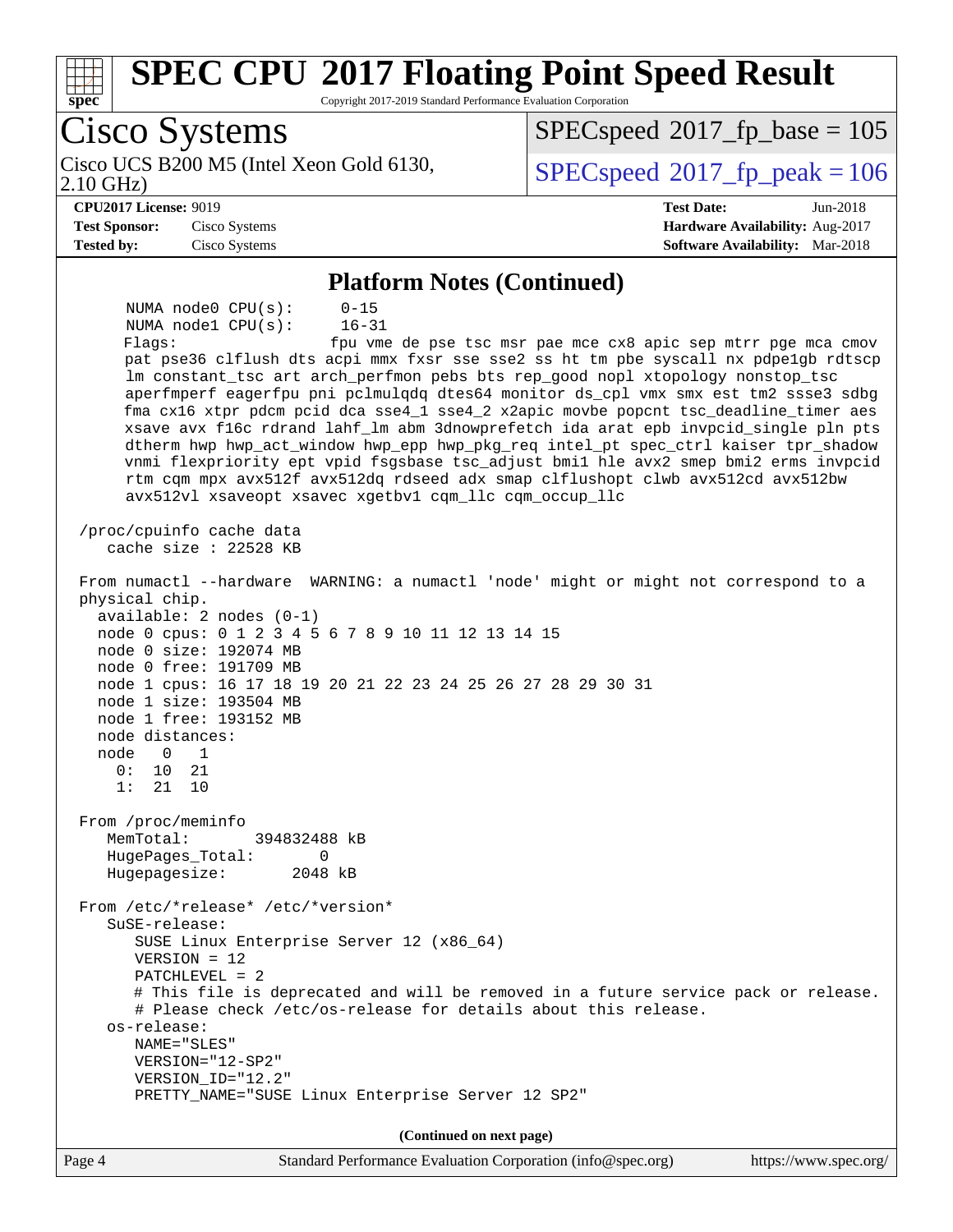# SPEC CPU 2017 Floating Point Speed Result

Copyright 2017-2019 Standard Performance Evaluation Corporation

## Cisco Systems

Cisco UCS B200 M5 (Intel Xeon Gold 6130, 2.10 GHz)

SPECspeed 2017_fp_base = 105

SPECspeed 2017_fp_peak = 106

**CPU2017 License:** 9019
**Test Sponsor:** Cisco Systems
**Tested by:** Cisco Systems

**Test Date:** Jun-2018
**Hardware Availability:** Aug-2017
**Software Availability:** Mar-2018

### Platform Notes (Continued)

```
      NUMA node0 CPU(s):     0-15
      NUMA node1 CPU(s):     16-31
      Flags:                 fpu vme de pse tsc msr pae mce cx8 apic sep mtrr pge mca cmov
      pat pse36 clflush dts acpi mmx fxsr sse sse2 ss ht tm pbe syscall nx pdpe1gb rdtscp
      lm constant_tsc art arch_perfmon pebs bts rep_good nopl xtopology nonstop_tsc
      aperfmperf eagerfpu pni pclmulqdq dtes64 monitor ds_cpl vmx smx est tm2 ssse3 sdbg
      fma cx16 xtpr pdcm pcid dca sse4_1 sse4_2 x2apic movbe popcnt tsc_deadline_timer aes
      xsave avx f16c rdrand lahf_lm abm 3dnowprefetch ida arat epb invpcid_single pln pts
      dtherm hwp hwp_act_window hwp_epp hwp_pkg_req intel_pt spec_ctrl kaiser tpr_shadow
      vnmi flexpriority ept vpid fsgsbase tsc_adjust bmi1 hle avx2 smep bmi2 erms invpcid
      rtm cqm mpx avx512f avx512dq rdseed adx smap clflushopt clwb avx512cd avx512bw
      avx512vl xsaveopt xsavec xgetbv1 cqm_llc cqm_occup_llc

 /proc/cpuinfo cache data
    cache size : 22528 KB

 From numactl --hardware  WARNING: a numactl 'node' might or might not correspond to a
 physical chip.
   available: 2 nodes (0-1)
   node 0 cpus: 0 1 2 3 4 5 6 7 8 9 10 11 12 13 14 15
   node 0 size: 192074 MB
   node 0 free: 191709 MB
   node 1 cpus: 16 17 18 19 20 21 22 23 24 25 26 27 28 29 30 31
   node 1 size: 193504 MB
   node 1 free: 193152 MB
   node distances:
   node   0   1
     0:  10  21
     1:  21  10

 From /proc/meminfo
    MemTotal:       394832488 kB
    HugePages_Total:       0
    Hugepagesize:       2048 kB

 From /etc/*release* /etc/*version*
    SuSE-release:
       SUSE Linux Enterprise Server 12 (x86_64)
       VERSION = 12
       PATCHLEVEL = 2
       # This file is deprecated and will be removed in a future service pack or release.
       # Please check /etc/os-release for details about this release.
    os-release:
       NAME="SLES"
       VERSION="12-SP2"
       VERSION_ID="12.2"
       PRETTY_NAME="SUSE Linux Enterprise Server 12 SP2"
```

(Continued on next page)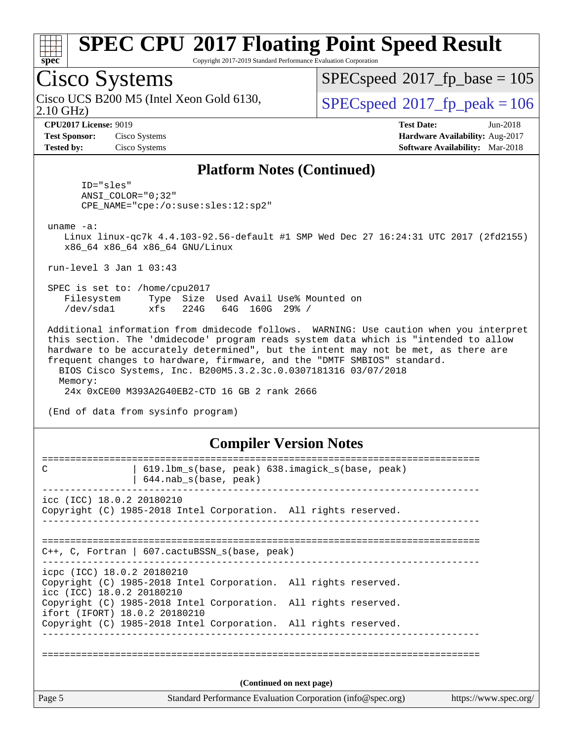## Platform Notes (Continued)

```
       ID="sles"
       ANSI_COLOR="0;32"
       CPE_NAME="cpe:/o:suse:sles:12:sp2"

 uname -a:
    Linux linux-qc7k 4.4.103-92.56-default #1 SMP Wed Dec 27 16:24:31 UTC 2017 (2fd2155)
    x86_64 x86_64 x86_64 GNU/Linux

 run-level 3 Jan 1 03:43

 SPEC is set to: /home/cpu2017
    Filesystem     Type  Size  Used Avail Use% Mounted on
    /dev/sda1      xfs   224G   64G  160G  29% /

 Additional information from dmidecode follows.  WARNING: Use caution when you interpret
 this section. The 'dmidecode' program reads system data which is "intended to allow
 hardware to be accurately determined", but the intent may not be met, as there are
 frequent changes to hardware, firmware, and the "DMTF SMBIOS" standard.
   BIOS Cisco Systems, Inc. B200M5.3.2.3c.0.0307181316 03/07/2018
   Memory:
    24x 0xCE00 M393A2G40EB2-CTD 16 GB 2 rank 2666

 (End of data from sysinfo program)
```

## Compiler Version Notes

```
==============================================================================
C               | 619.lbm_s(base, peak) 638.imagick_s(base, peak)
                | 644.nab_s(base, peak)
------------------------------------------------------------------------------
icc (ICC) 18.0.2 20180210
Copyright (C) 1985-2018 Intel Corporation.  All rights reserved.
------------------------------------------------------------------------------

==============================================================================
C++, C, Fortran | 607.cactuBSSN_s(base, peak)
------------------------------------------------------------------------------
icpc (ICC) 18.0.2 20180210
Copyright (C) 1985-2018 Intel Corporation.  All rights reserved.
icc (ICC) 18.0.2 20180210
Copyright (C) 1985-2018 Intel Corporation.  All rights reserved.
ifort (IFORT) 18.0.2 20180210
Copyright (C) 1985-2018 Intel Corporation.  All rights reserved.
------------------------------------------------------------------------------

==============================================================================
```

(Continued on next page)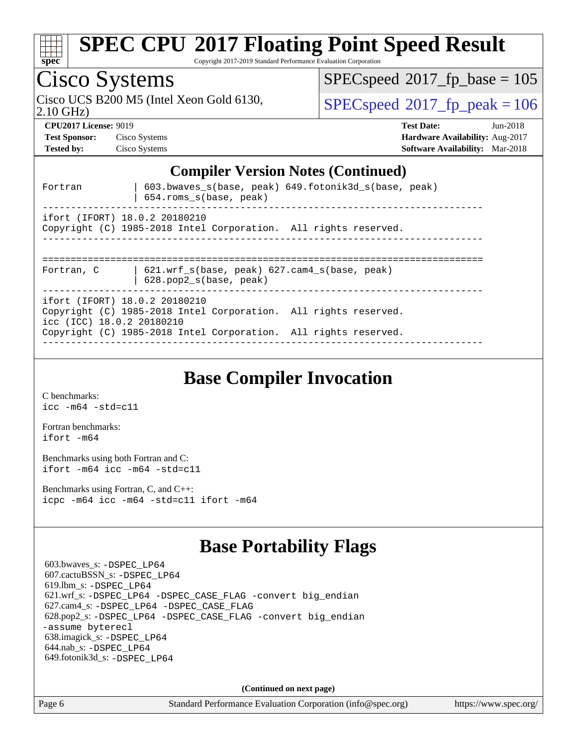# SPEC CPU 2017 Floating Point Speed Result

Copyright 2017-2019 Standard Performance Evaluation Corporation

## Cisco Systems

Cisco UCS B200 M5 (Intel Xeon Gold 6130, 2.10 GHz)

SPECspeed 2017_fp_base = 105

SPECspeed 2017_fp_peak = 106

**CPU2017 License:** 9019
**Test Sponsor:** Cisco Systems
**Tested by:** Cisco Systems

**Test Date:** Jun-2018
**Hardware Availability:** Aug-2017
**Software Availability:** Mar-2018

### Compiler Version Notes (Continued)

```
Fortran         | 603.bwaves_s(base, peak) 649.fotonik3d_s(base, peak)
                | 654.roms_s(base, peak)
------------------------------------------------------------------------------
ifort (IFORT) 18.0.2 20180210
Copyright (C) 1985-2018 Intel Corporation.  All rights reserved.
------------------------------------------------------------------------------

==============================================================================
Fortran, C      | 621.wrf_s(base, peak) 627.cam4_s(base, peak)
                | 628.pop2_s(base, peak)
------------------------------------------------------------------------------
ifort (IFORT) 18.0.2 20180210
Copyright (C) 1985-2018 Intel Corporation.  All rights reserved.
icc (ICC) 18.0.2 20180210
Copyright (C) 1985-2018 Intel Corporation.  All rights reserved.
------------------------------------------------------------------------------
```

## Base Compiler Invocation

C benchmarks:
`icc -m64 -std=c11`

Fortran benchmarks:
`ifort -m64`

Benchmarks using both Fortran and C:
`ifort -m64 icc -m64 -std=c11`

Benchmarks using Fortran, C, and C++:
`icpc -m64 icc -m64 -std=c11 ifort -m64`

## Base Portability Flags

603.bwaves_s: `-DSPEC_LP64`
607.cactuBSSN_s: `-DSPEC_LP64`
619.lbm_s: `-DSPEC_LP64`
621.wrf_s: `-DSPEC_LP64 -DSPEC_CASE_FLAG -convert big_endian`
627.cam4_s: `-DSPEC_LP64 -DSPEC_CASE_FLAG`
628.pop2_s: `-DSPEC_LP64 -DSPEC_CASE_FLAG -convert big_endian -assume byterecl`
638.imagick_s: `-DSPEC_LP64`
644.nab_s: `-DSPEC_LP64`
649.fotonik3d_s: `-DSPEC_LP64`

**(Continued on next page)**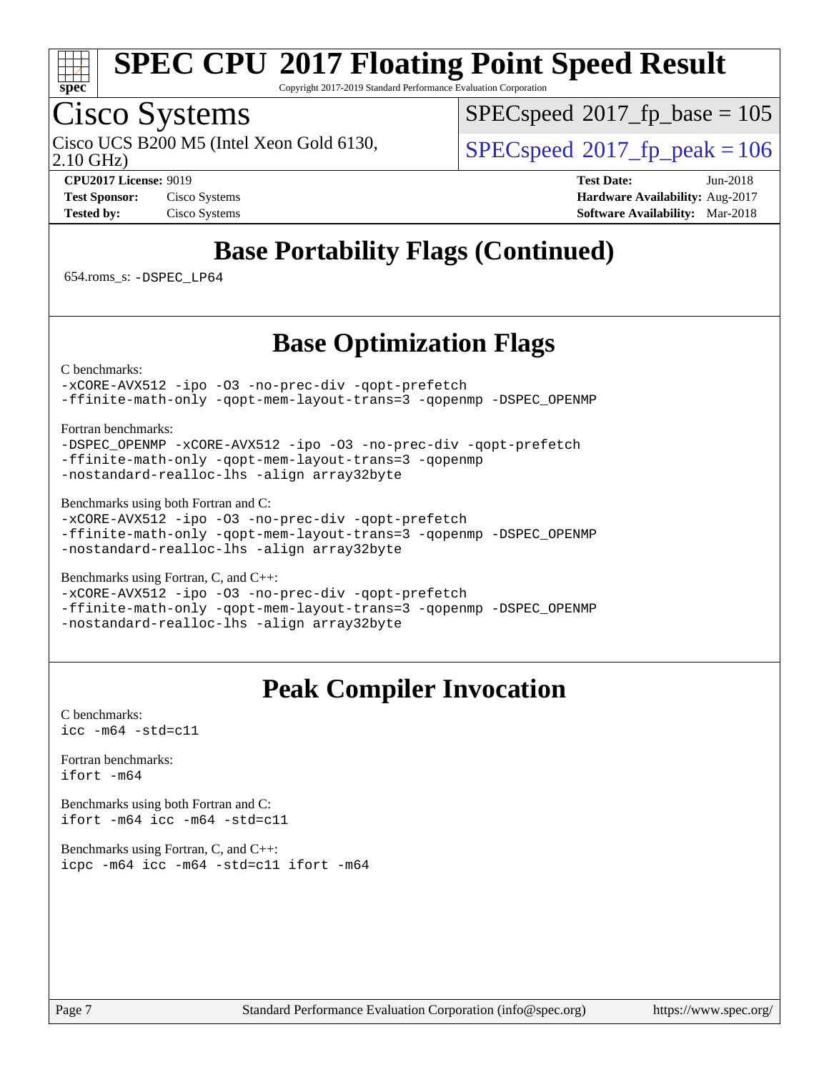## Base Portability Flags (Continued)

654.roms_s: `-DSPEC_LP64`

## Base Optimization Flags

C benchmarks:
```
-xCORE-AVX512 -ipo -O3 -no-prec-div -qopt-prefetch
-ffinite-math-only -qopt-mem-layout-trans=3 -qopenmp -DSPEC_OPENMP
```

Fortran benchmarks:
```
-DSPEC_OPENMP -xCORE-AVX512 -ipo -O3 -no-prec-div -qopt-prefetch
-ffinite-math-only -qopt-mem-layout-trans=3 -qopenmp
-nostandard-realloc-lhs -align array32byte
```

Benchmarks using both Fortran and C:
```
-xCORE-AVX512 -ipo -O3 -no-prec-div -qopt-prefetch
-ffinite-math-only -qopt-mem-layout-trans=3 -qopenmp -DSPEC_OPENMP
-nostandard-realloc-lhs -align array32byte
```

Benchmarks using Fortran, C, and C++:
```
-xCORE-AVX512 -ipo -O3 -no-prec-div -qopt-prefetch
-ffinite-math-only -qopt-mem-layout-trans=3 -qopenmp -DSPEC_OPENMP
-nostandard-realloc-lhs -align array32byte
```

## Peak Compiler Invocation

C benchmarks:
```
icc -m64 -std=c11
```

Fortran benchmarks:
```
ifort -m64
```

Benchmarks using both Fortran and C:
```
ifort -m64 icc -m64 -std=c11
```

Benchmarks using Fortran, C, and C++:
```
icpc -m64 icc -m64 -std=c11 ifort -m64
```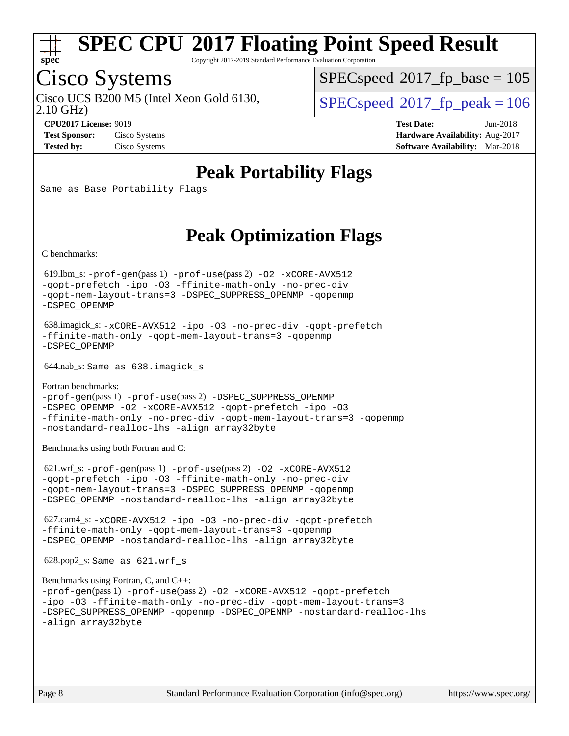# SPEC CPU 2017 Floating Point Speed Result

Copyright 2017-2019 Standard Performance Evaluation Corporation

## Cisco Systems

Cisco UCS B200 M5 (Intel Xeon Gold 6130, 2.10 GHz)

SPECspeed 2017_fp_base = 105

SPECspeed 2017_fp_peak = 106

**CPU2017 License:** 9019
**Test Sponsor:** Cisco Systems
**Tested by:** Cisco Systems

**Test Date:** Jun-2018
**Hardware Availability:** Aug-2017
**Software Availability:** Mar-2018

## Peak Portability Flags

Same as Base Portability Flags

## Peak Optimization Flags

C benchmarks:

619.lbm_s: -prof-gen(pass 1) -prof-use(pass 2) -O2 -xCORE-AVX512 -qopt-prefetch -ipo -O3 -ffinite-math-only -no-prec-div -qopt-mem-layout-trans=3 -DSPEC_SUPPRESS_OPENMP -qopenmp -DSPEC_OPENMP

638.imagick_s: -xCORE-AVX512 -ipo -O3 -no-prec-div -qopt-prefetch -ffinite-math-only -qopt-mem-layout-trans=3 -qopenmp -DSPEC_OPENMP

644.nab_s: Same as 638.imagick_s

Fortran benchmarks:

-prof-gen(pass 1) -prof-use(pass 2) -DSPEC_SUPPRESS_OPENMP -DSPEC_OPENMP -O2 -xCORE-AVX512 -qopt-prefetch -ipo -O3 -ffinite-math-only -no-prec-div -qopt-mem-layout-trans=3 -qopenmp -nostandard-realloc-lhs -align array32byte

Benchmarks using both Fortran and C:

621.wrf_s: -prof-gen(pass 1) -prof-use(pass 2) -O2 -xCORE-AVX512 -qopt-prefetch -ipo -O3 -ffinite-math-only -no-prec-div -qopt-mem-layout-trans=3 -DSPEC_SUPPRESS_OPENMP -qopenmp -DSPEC_OPENMP -nostandard-realloc-lhs -align array32byte

627.cam4_s: -xCORE-AVX512 -ipo -O3 -no-prec-div -qopt-prefetch -ffinite-math-only -qopt-mem-layout-trans=3 -qopenmp -DSPEC_OPENMP -nostandard-realloc-lhs -align array32byte

628.pop2_s: Same as 621.wrf_s

Benchmarks using Fortran, C, and C++:

-prof-gen(pass 1) -prof-use(pass 2) -O2 -xCORE-AVX512 -qopt-prefetch -ipo -O3 -ffinite-math-only -no-prec-div -qopt-mem-layout-trans=3 -DSPEC_SUPPRESS_OPENMP -qopenmp -DSPEC_OPENMP -nostandard-realloc-lhs -align array32byte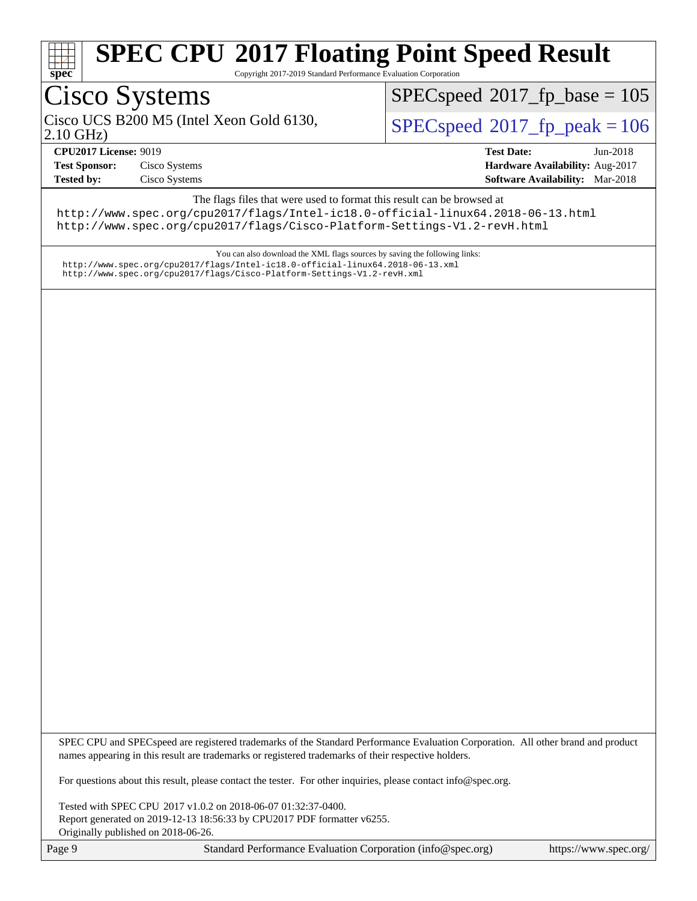# SPEC CPU 2017 Floating Point Speed Result

Copyright 2017-2019 Standard Performance Evaluation Corporation

## Cisco Systems

Cisco UCS B200 M5 (Intel Xeon Gold 6130, 2.10 GHz)

SPECspeed 2017_fp_base = 105

SPECspeed 2017_fp_peak = 106

**CPU2017 License:** 9019
**Test Sponsor:** Cisco Systems
**Tested by:** Cisco Systems

**Test Date:** Jun-2018
**Hardware Availability:** Aug-2017
**Software Availability:** Mar-2018

The flags files that were used to format this result can be browsed at

http://www.spec.org/cpu2017/flags/Intel-ic18.0-official-linux64.2018-06-13.html
http://www.spec.org/cpu2017/flags/Cisco-Platform-Settings-V1.2-revH.html

You can also download the XML flags sources by saving the following links:

http://www.spec.org/cpu2017/flags/Intel-ic18.0-official-linux64.2018-06-13.xml
http://www.spec.org/cpu2017/flags/Cisco-Platform-Settings-V1.2-revH.xml

SPEC CPU and SPECspeed are registered trademarks of the Standard Performance Evaluation Corporation. All other brand and product names appearing in this result are trademarks or registered trademarks of their respective holders.

For questions about this result, please contact the tester. For other inquiries, please contact info@spec.org.

Tested with SPEC CPU 2017 v1.0.2 on 2018-06-07 01:32:37-0400.
Report generated on 2019-12-13 18:56:33 by CPU2017 PDF formatter v6255.
Originally published on 2018-06-26.